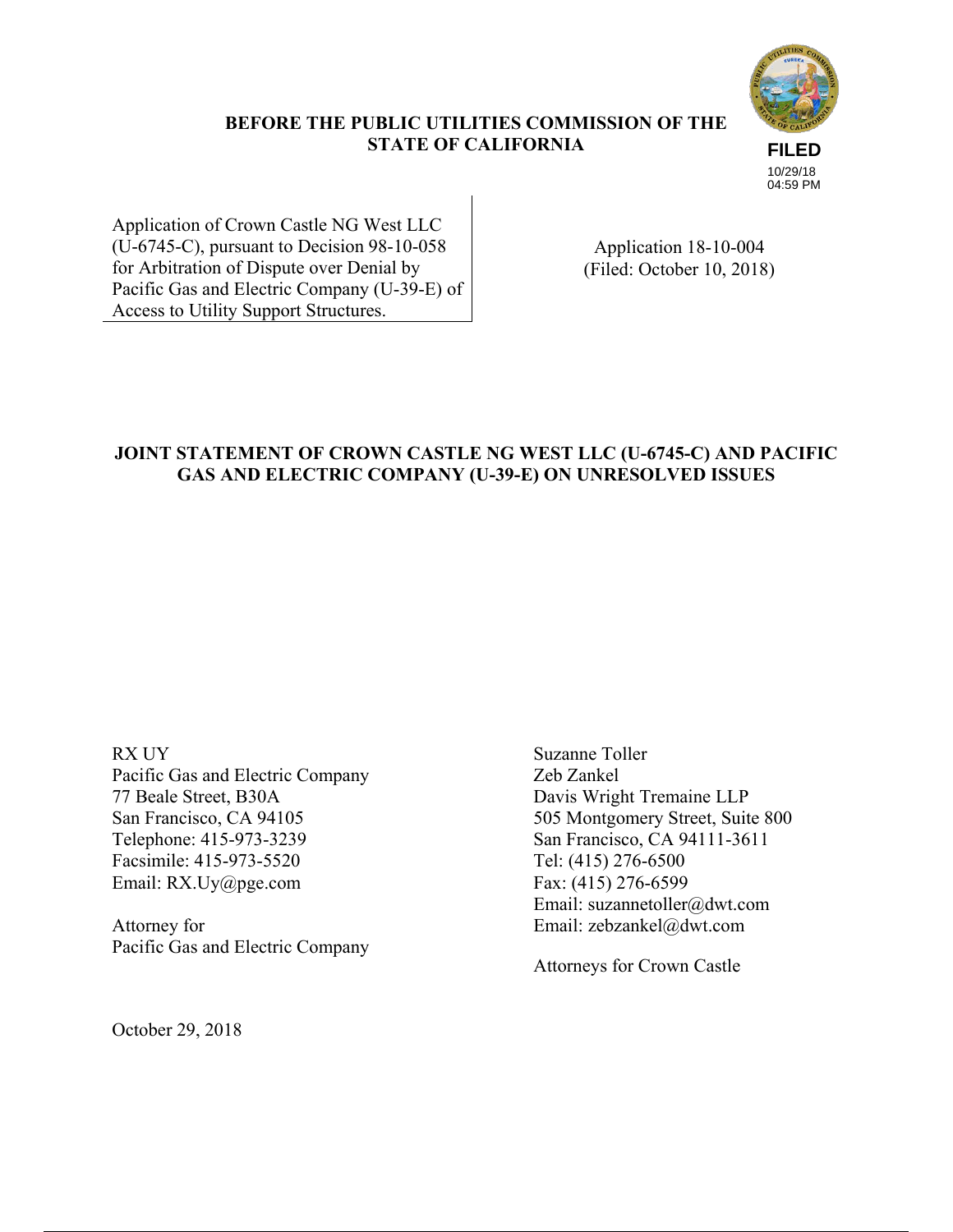**BEFORE THE PUBLIC UTILITIES COMMISSION OF THE STATE OF CALIFORNIA**

FILED
10/29/18
04:59 PM

| Application of Crown Castle NG West LLC (U-6745-C), pursuant to Decision 98-10-058 for Arbitration of Dispute over Denial by Pacific Gas and Electric Company (U-39-E) of Access to Utility Support Structures. | Application 18-10-004 (Filed: October 10, 2018) |
|---|---|

**JOINT STATEMENT OF CROWN CASTLE NG WEST LLC (U-6745-C) AND PACIFIC GAS AND ELECTRIC COMPANY (U-39-E) ON UNRESOLVED ISSUES**

RX UY
Pacific Gas and Electric Company
77 Beale Street, B30A
San Francisco, CA 94105
Telephone: 415-973-3239
Facsimile: 415-973-5520
Email: RX.Uy@pge.com

Attorney for
Pacific Gas and Electric Company

Suzanne Toller
Zeb Zankel
Davis Wright Tremaine LLP
505 Montgomery Street, Suite 800
San Francisco, CA 94111-3611
Tel: (415) 276-6500
Fax: (415) 276-6599
Email: suzannetoller@dwt.com
Email: zebzankel@dwt.com

Attorneys for Crown Castle

October 29, 2018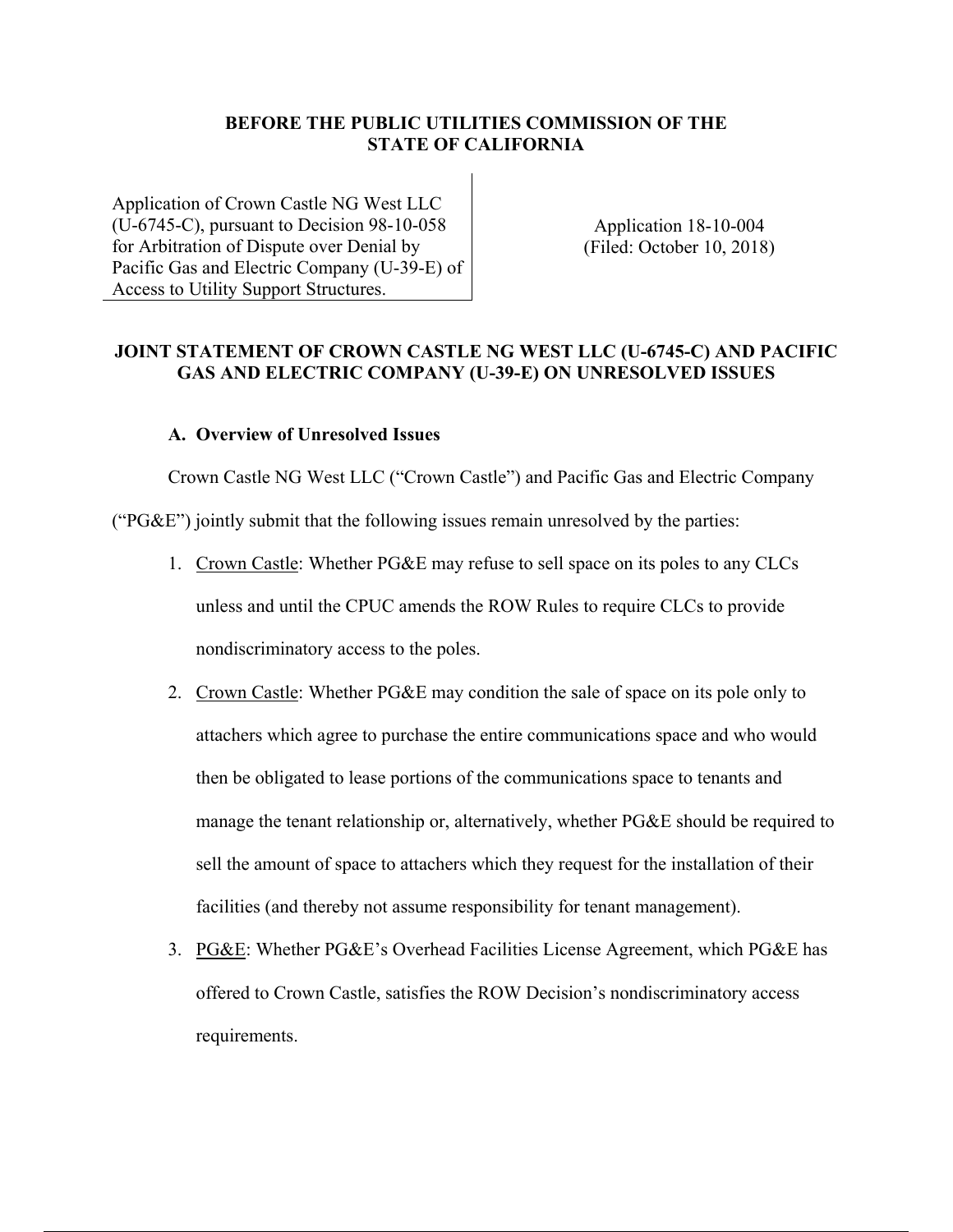**BEFORE THE PUBLIC UTILITIES COMMISSION OF THE STATE OF CALIFORNIA**

| | |
|---|---|
| Application of Crown Castle NG West LLC (U-6745-C), pursuant to Decision 98-10-058 for Arbitration of Dispute over Denial by Pacific Gas and Electric Company (U-39-E) of Access to Utility Support Structures. | Application 18-10-004 (Filed: October 10, 2018) |

**JOINT STATEMENT OF CROWN CASTLE NG WEST LLC (U-6745-C) AND PACIFIC GAS AND ELECTRIC COMPANY (U-39-E) ON UNRESOLVED ISSUES**

**A. Overview of Unresolved Issues**

Crown Castle NG West LLC ("Crown Castle") and Pacific Gas and Electric Company ("PG&E") jointly submit that the following issues remain unresolved by the parties:

1. Crown Castle: Whether PG&E may refuse to sell space on its poles to any CLCs unless and until the CPUC amends the ROW Rules to require CLCs to provide nondiscriminatory access to the poles.
2. Crown Castle: Whether PG&E may condition the sale of space on its pole only to attachers which agree to purchase the entire communications space and who would then be obligated to lease portions of the communications space to tenants and manage the tenant relationship or, alternatively, whether PG&E should be required to sell the amount of space to attachers which they request for the installation of their facilities (and thereby not assume responsibility for tenant management).
3. PG&E: Whether PG&E's Overhead Facilities License Agreement, which PG&E has offered to Crown Castle, satisfies the ROW Decision's nondiscriminatory access requirements.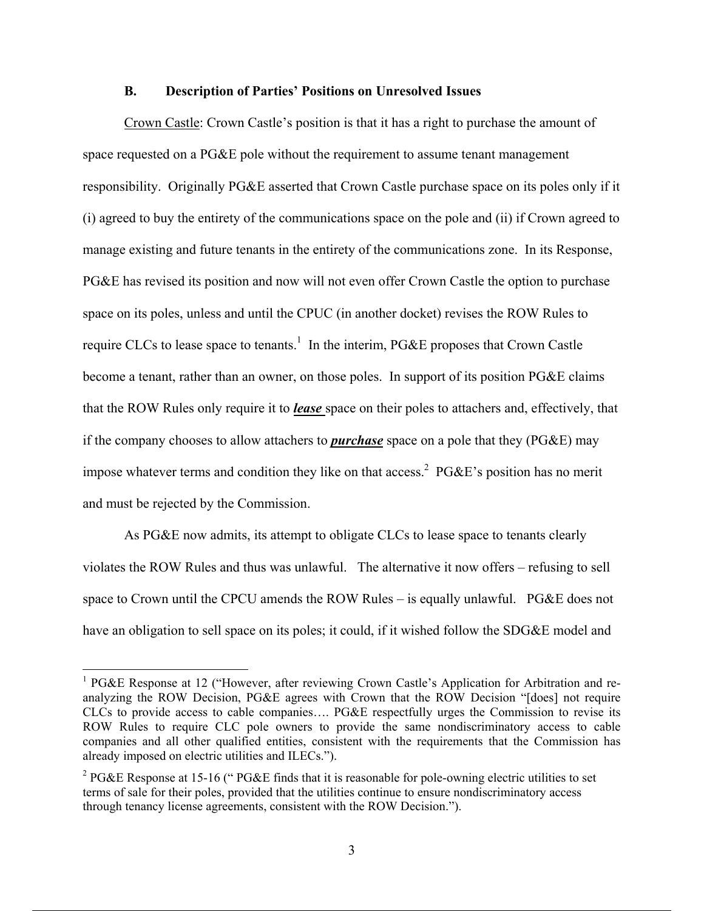### B. Description of Parties' Positions on Unresolved Issues

Crown Castle: Crown Castle's position is that it has a right to purchase the amount of space requested on a PG&E pole without the requirement to assume tenant management responsibility. Originally PG&E asserted that Crown Castle purchase space on its poles only if it (i) agreed to buy the entirety of the communications space on the pole and (ii) if Crown agreed to manage existing and future tenants in the entirety of the communications zone. In its Response, PG&E has revised its position and now will not even offer Crown Castle the option to purchase space on its poles, unless and until the CPUC (in another docket) revises the ROW Rules to require CLCs to lease space to tenants.[1] In the interim, PG&E proposes that Crown Castle become a tenant, rather than an owner, on those poles. In support of its position PG&E claims that the ROW Rules only require it to ***lease*** space on their poles to attachers and, effectively, that if the company chooses to allow attachers to ***purchase*** space on a pole that they (PG&E) may impose whatever terms and condition they like on that access.[2] PG&E's position has no merit and must be rejected by the Commission.

As PG&E now admits, its attempt to obligate CLCs to lease space to tenants clearly violates the ROW Rules and thus was unlawful. The alternative it now offers – refusing to sell space to Crown until the CPCU amends the ROW Rules – is equally unlawful. PG&E does not have an obligation to sell space on its poles; it could, if it wished follow the SDG&E model and

---

[1] PG&E Response at 12 ("However, after reviewing Crown Castle's Application for Arbitration and re-analyzing the ROW Decision, PG&E agrees with Crown that the ROW Decision "[does] not require CLCs to provide access to cable companies…. PG&E respectfully urges the Commission to revise its ROW Rules to require CLC pole owners to provide the same nondiscriminatory access to cable companies and all other qualified entities, consistent with the requirements that the Commission has already imposed on electric utilities and ILECs.").

[2] PG&E Response at 15-16 (" PG&E finds that it is reasonable for pole-owning electric utilities to set terms of sale for their poles, provided that the utilities continue to ensure nondiscriminatory access through tenancy license agreements, consistent with the ROW Decision.").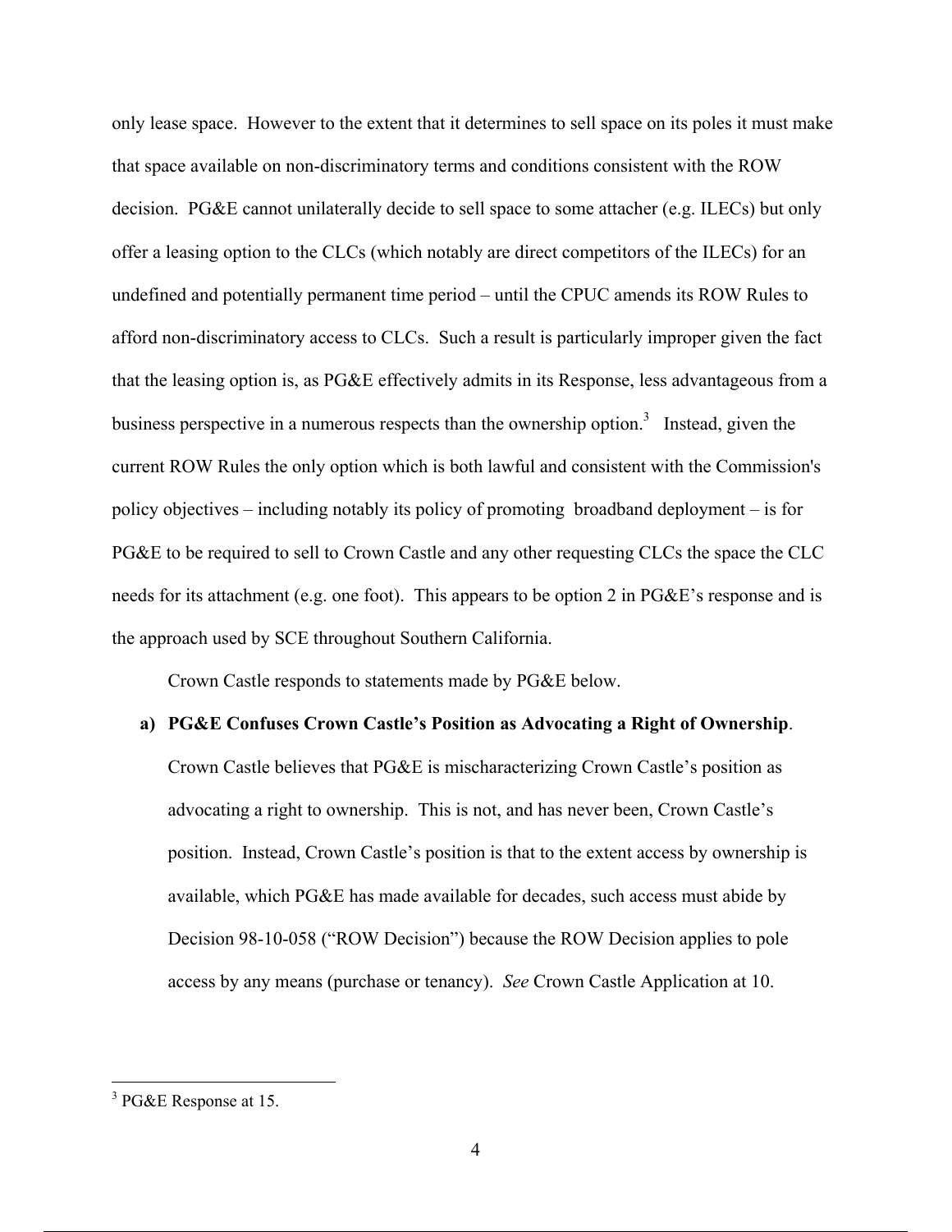only lease space. However to the extent that it determines to sell space on its poles it must make that space available on non-discriminatory terms and conditions consistent with the ROW decision. PG&E cannot unilaterally decide to sell space to some attacher (e.g. ILECs) but only offer a leasing option to the CLCs (which notably are direct competitors of the ILECs) for an undefined and potentially permanent time period – until the CPUC amends its ROW Rules to afford non-discriminatory access to CLCs. Such a result is particularly improper given the fact that the leasing option is, as PG&E effectively admits in its Response, less advantageous from a business perspective in a numerous respects than the ownership option.[3] Instead, given the current ROW Rules the only option which is both lawful and consistent with the Commission's policy objectives – including notably its policy of promoting broadband deployment – is for PG&E to be required to sell to Crown Castle and any other requesting CLCs the space the CLC needs for its attachment (e.g. one foot). This appears to be option 2 in PG&E's response and is the approach used by SCE throughout Southern California.

Crown Castle responds to statements made by PG&E below.

**a) PG&E Confuses Crown Castle's Position as Advocating a Right of Ownership**.

Crown Castle believes that PG&E is mischaracterizing Crown Castle's position as advocating a right to ownership. This is not, and has never been, Crown Castle's position. Instead, Crown Castle's position is that to the extent access by ownership is available, which PG&E has made available for decades, such access must abide by Decision 98-10-058 ("ROW Decision") because the ROW Decision applies to pole access by any means (purchase or tenancy). *See* Crown Castle Application at 10.

---

[3] PG&E Response at 15.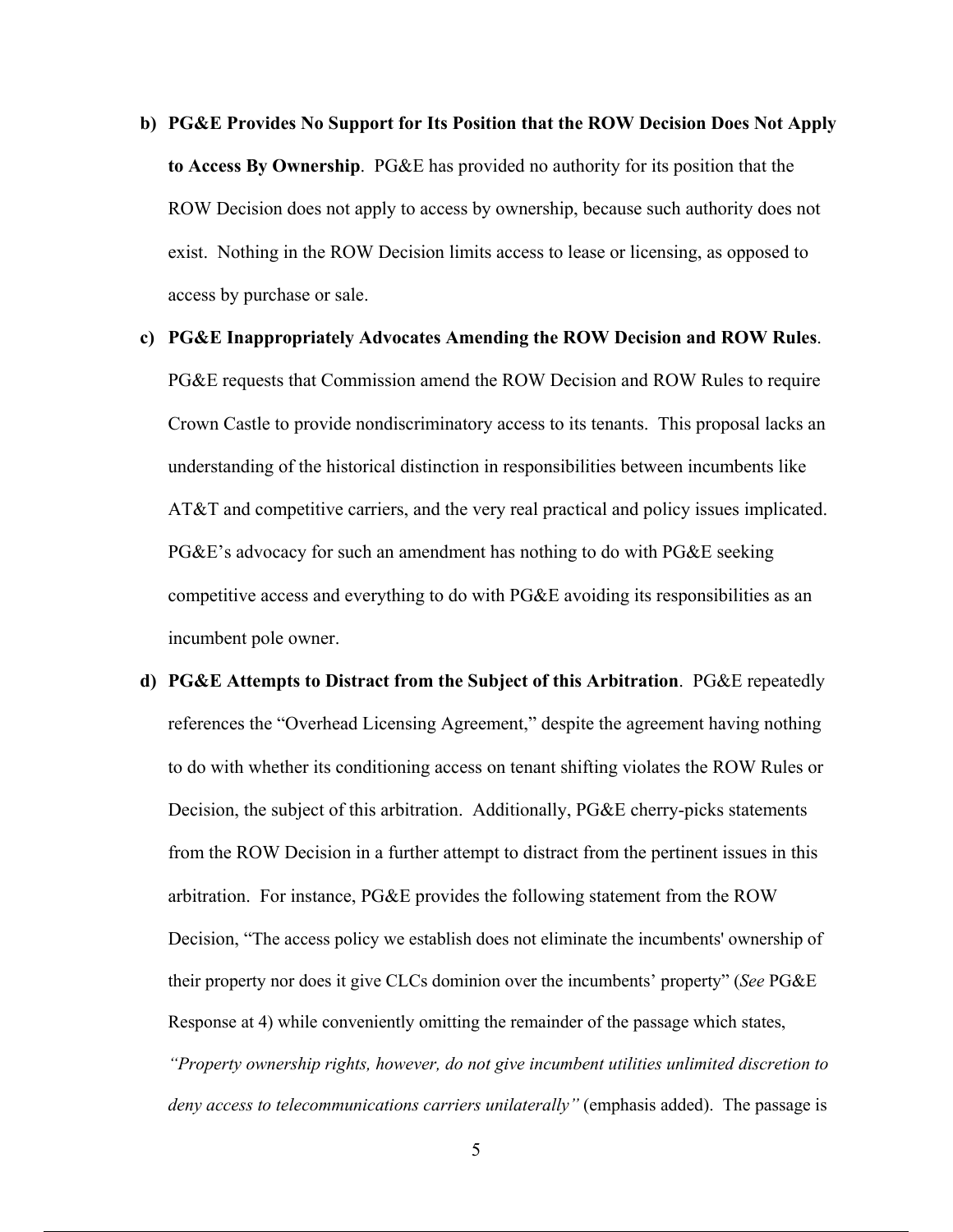b) **PG&E Provides No Support for Its Position that the ROW Decision Does Not Apply to Access By Ownership**. PG&E has provided no authority for its position that the ROW Decision does not apply to access by ownership, because such authority does not exist. Nothing in the ROW Decision limits access to lease or licensing, as opposed to access by purchase or sale.

c) **PG&E Inappropriately Advocates Amending the ROW Decision and ROW Rules**. PG&E requests that Commission amend the ROW Decision and ROW Rules to require Crown Castle to provide nondiscriminatory access to its tenants. This proposal lacks an understanding of the historical distinction in responsibilities between incumbents like AT&T and competitive carriers, and the very real practical and policy issues implicated. PG&E's advocacy for such an amendment has nothing to do with PG&E seeking competitive access and everything to do with PG&E avoiding its responsibilities as an incumbent pole owner.

d) **PG&E Attempts to Distract from the Subject of this Arbitration**. PG&E repeatedly references the "Overhead Licensing Agreement," despite the agreement having nothing to do with whether its conditioning access on tenant shifting violates the ROW Rules or Decision, the subject of this arbitration. Additionally, PG&E cherry-picks statements from the ROW Decision in a further attempt to distract from the pertinent issues in this arbitration. For instance, PG&E provides the following statement from the ROW Decision, "The access policy we establish does not eliminate the incumbents' ownership of their property nor does it give CLCs dominion over the incumbents' property" (*See* PG&E Response at 4) while conveniently omitting the remainder of the passage which states, *"Property ownership rights, however, do not give incumbent utilities unlimited discretion to deny access to telecommunications carriers unilaterally"* (emphasis added). The passage is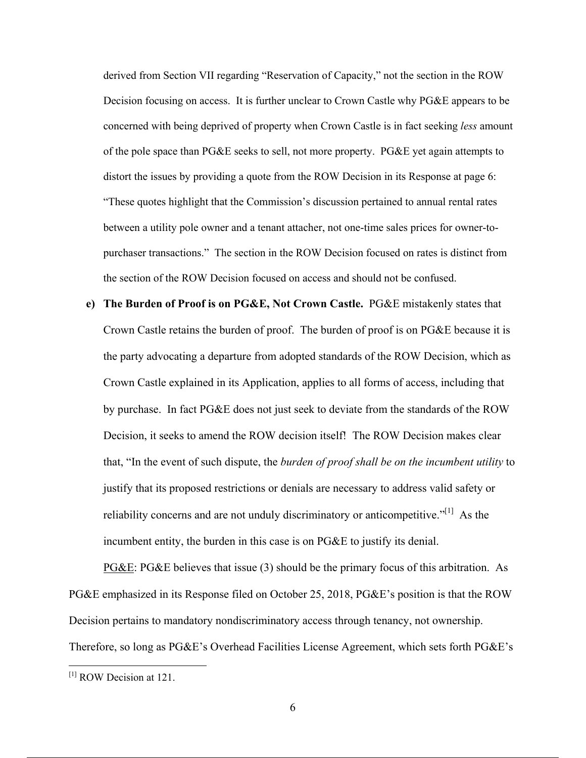derived from Section VII regarding "Reservation of Capacity," not the section in the ROW Decision focusing on access. It is further unclear to Crown Castle why PG&E appears to be concerned with being deprived of property when Crown Castle is in fact seeking *less* amount of the pole space than PG&E seeks to sell, not more property. PG&E yet again attempts to distort the issues by providing a quote from the ROW Decision in its Response at page 6: "These quotes highlight that the Commission's discussion pertained to annual rental rates between a utility pole owner and a tenant attacher, not one-time sales prices for owner-to-purchaser transactions." The section in the ROW Decision focused on rates is distinct from the section of the ROW Decision focused on access and should not be confused.

e) **The Burden of Proof is on PG&E, Not Crown Castle.** PG&E mistakenly states that Crown Castle retains the burden of proof. The burden of proof is on PG&E because it is the party advocating a departure from adopted standards of the ROW Decision, which as Crown Castle explained in its Application, applies to all forms of access, including that by purchase. In fact PG&E does not just seek to deviate from the standards of the ROW Decision, it seeks to amend the ROW decision itself! The ROW Decision makes clear that, "In the event of such dispute, the *burden of proof shall be on the incumbent utility* to justify that its proposed restrictions or denials are necessary to address valid safety or reliability concerns and are not unduly discriminatory or anticompetitive."[1] As the incumbent entity, the burden in this case is on PG&E to justify its denial.

PG&E: PG&E believes that issue (3) should be the primary focus of this arbitration. As PG&E emphasized in its Response filed on October 25, 2018, PG&E's position is that the ROW Decision pertains to mandatory nondiscriminatory access through tenancy, not ownership. Therefore, so long as PG&E's Overhead Facilities License Agreement, which sets forth PG&E's

[1] ROW Decision at 121.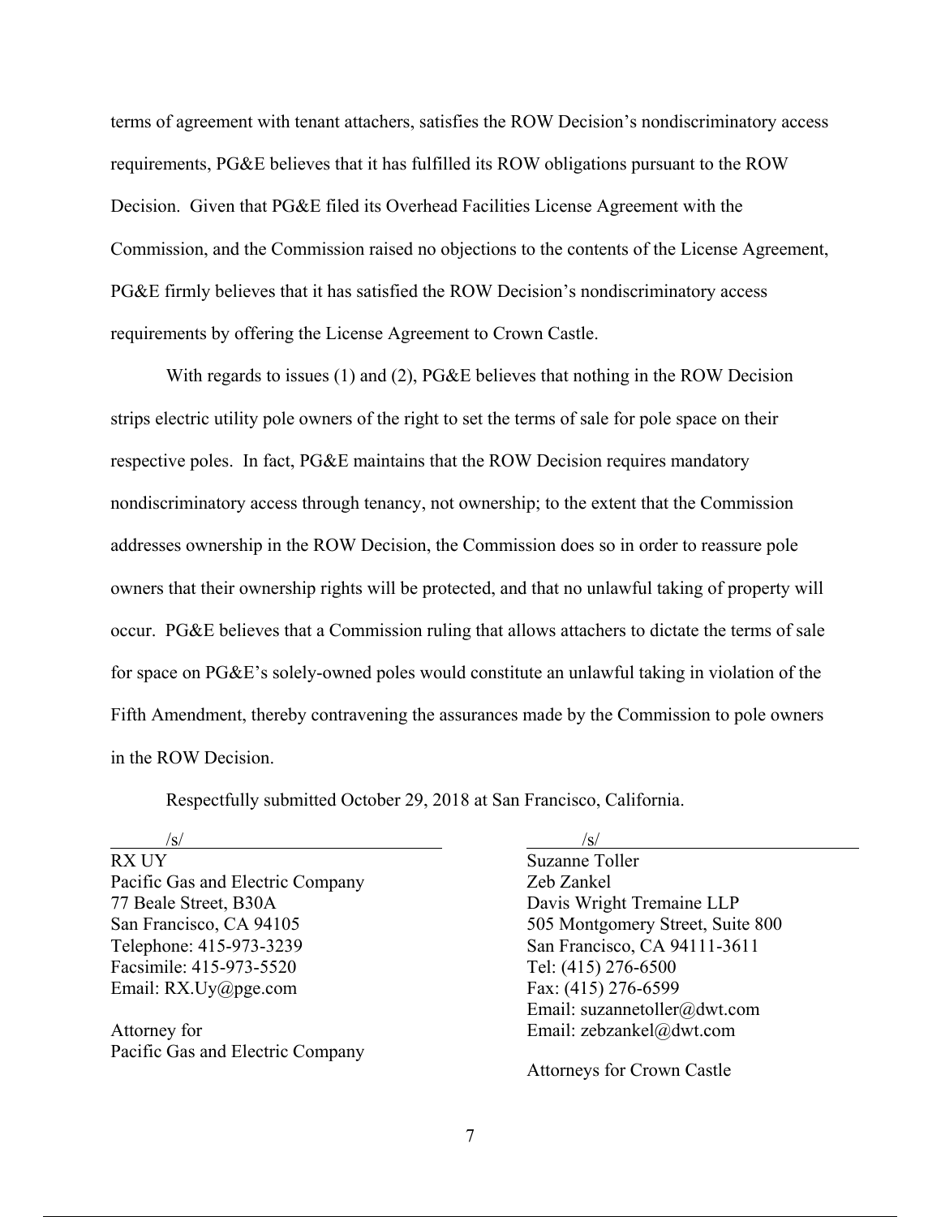terms of agreement with tenant attachers, satisfies the ROW Decision's nondiscriminatory access requirements, PG&E believes that it has fulfilled its ROW obligations pursuant to the ROW Decision. Given that PG&E filed its Overhead Facilities License Agreement with the Commission, and the Commission raised no objections to the contents of the License Agreement, PG&E firmly believes that it has satisfied the ROW Decision's nondiscriminatory access requirements by offering the License Agreement to Crown Castle.

With regards to issues (1) and (2), PG&E believes that nothing in the ROW Decision strips electric utility pole owners of the right to set the terms of sale for pole space on their respective poles. In fact, PG&E maintains that the ROW Decision requires mandatory nondiscriminatory access through tenancy, not ownership; to the extent that the Commission addresses ownership in the ROW Decision, the Commission does so in order to reassure pole owners that their ownership rights will be protected, and that no unlawful taking of property will occur. PG&E believes that a Commission ruling that allows attachers to dictate the terms of sale for space on PG&E's solely-owned poles would constitute an unlawful taking in violation of the Fifth Amendment, thereby contravening the assurances made by the Commission to pole owners in the ROW Decision.

Respectfully submitted October 29, 2018 at San Francisco, California.

/s/

RX UY
Pacific Gas and Electric Company
77 Beale Street, B30A
San Francisco, CA 94105
Telephone: 415-973-3239
Facsimile: 415-973-5520
Email: RX.Uy@pge.com

Attorney for
Pacific Gas and Electric Company

/s/

Suzanne Toller
Zeb Zankel
Davis Wright Tremaine LLP
505 Montgomery Street, Suite 800
San Francisco, CA 94111-3611
Tel: (415) 276-6500
Fax: (415) 276-6599
Email: suzannetoller@dwt.com
Email: zebzankel@dwt.com

Attorneys for Crown Castle